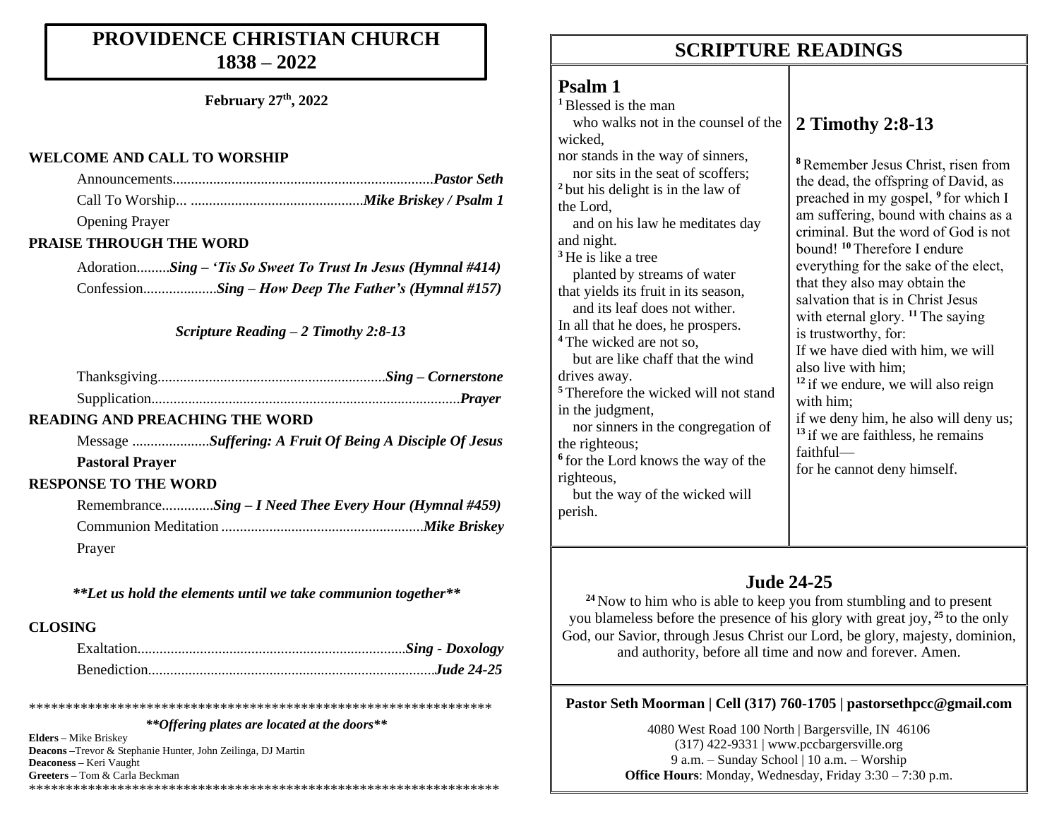# PROVIDENCE CHRISTIAN CHURCH
# 1838 – 2022

**February 27th, 2022**

**WELCOME AND CALL TO WORSHIP**

Announcements....................................................................... ***Pastor Seth***

Call To Worship... ............................................... ***Mike Briskey / Psalm 1***

Opening Prayer

**PRAISE THROUGH THE WORD**

Adoration......... ***Sing – 'Tis So Sweet To Trust In Jesus (Hymnal #414)***

Confession.................... ***Sing – How Deep The Father's (Hymnal #157)***

***Scripture Reading – 2 Timothy 2:8-13***

Thanksgiving.............................................................. ***Sing – Cornerstone***

Supplication.................................................................................. ***Prayer***

**READING AND PREACHING THE WORD**

Message ..................... ***Suffering: A Fruit Of Being A Disciple Of Jesus***

**Pastoral Prayer**

**RESPONSE TO THE WORD**

Remembrance.............. ***Sing – I Need Thee Every Hour (Hymnal #459)***

Communion Meditation ....................................................... ***Mike Briskey***

Prayer

***\*\*Let us hold the elements until we take communion together\*\****

**CLOSING**

Exaltation......................................................................... ***Sing - Doxology***

Benediction............................................................................. ***Jude 24-25***

\*\*\*\*\*\*\*\*\*\*\*\*\*\*\*\*\*\*\*\*\*\*\*\*\*\*\*\*\*\*\*\*\*\*\*\*\*\*\*\*\*\*\*\*\*\*\*\*\*\*\*\*\*\*\*\*\*\*\*\*\*\*\*\*\*\*

***\*\*Offering plates are located at the doors\*\****

**Elders –** Mike Briskey
**Deacons –**Trevor & Stephanie Hunter, John Zeilinga, DJ Martin
**Deaconess –** Keri Vaught
**Greeters –** Tom & Carla Beckman

\*\*\*\*\*\*\*\*\*\*\*\*\*\*\*\*\*\*\*\*\*\*\*\*\*\*\*\*\*\*\*\*\*\*\*\*\*\*\*\*\*\*\*\*\*\*\*\*\*\*\*\*\*\*\*\*\*\*\*\*\*\*\*\*\*\*

# SCRIPTURE READINGS

## Psalm 1

[1] Blessed is the man
who walks not in the counsel of the wicked,
nor stands in the way of sinners,
nor sits in the seat of scoffers;
[2] but his delight is in the law of the Lord,
and on his law he meditates day and night.
[3] He is like a tree
planted by streams of water
that yields its fruit in its season,
and its leaf does not wither.
In all that he does, he prospers.
[4] The wicked are not so,
but are like chaff that the wind drives away.
[5] Therefore the wicked will not stand in the judgment,
nor sinners in the congregation of the righteous;
[6] for the Lord knows the way of the righteous,
but the way of the wicked will perish.

## 2 Timothy 2:8-13

[8] Remember Jesus Christ, risen from the dead, the offspring of David, as preached in my gospel, [9] for which I am suffering, bound with chains as a criminal. But the word of God is not bound! [10] Therefore I endure everything for the sake of the elect, that they also may obtain the salvation that is in Christ Jesus with eternal glory. [11] The saying is trustworthy, for:
If we have died with him, we will also live with him;
[12] if we endure, we will also reign with him;
if we deny him, he also will deny us;
[13] if we are faithless, he remains faithful—
for he cannot deny himself.

## Jude 24-25

[24] Now to him who is able to keep you from stumbling and to present you blameless before the presence of his glory with great joy, [25] to the only God, our Savior, through Jesus Christ our Lord, be glory, majesty, dominion, and authority, before all time and now and forever. Amen.

**Pastor Seth Moorman | Cell (317) 760-1705 | pastorsethpcc@gmail.com**

4080 West Road 100 North | Bargersville, IN 46106
(317) 422-9331 | www.pccbargersville.org
9 a.m. – Sunday School | 10 a.m. – Worship
**Office Hours**: Monday, Wednesday, Friday 3:30 – 7:30 p.m.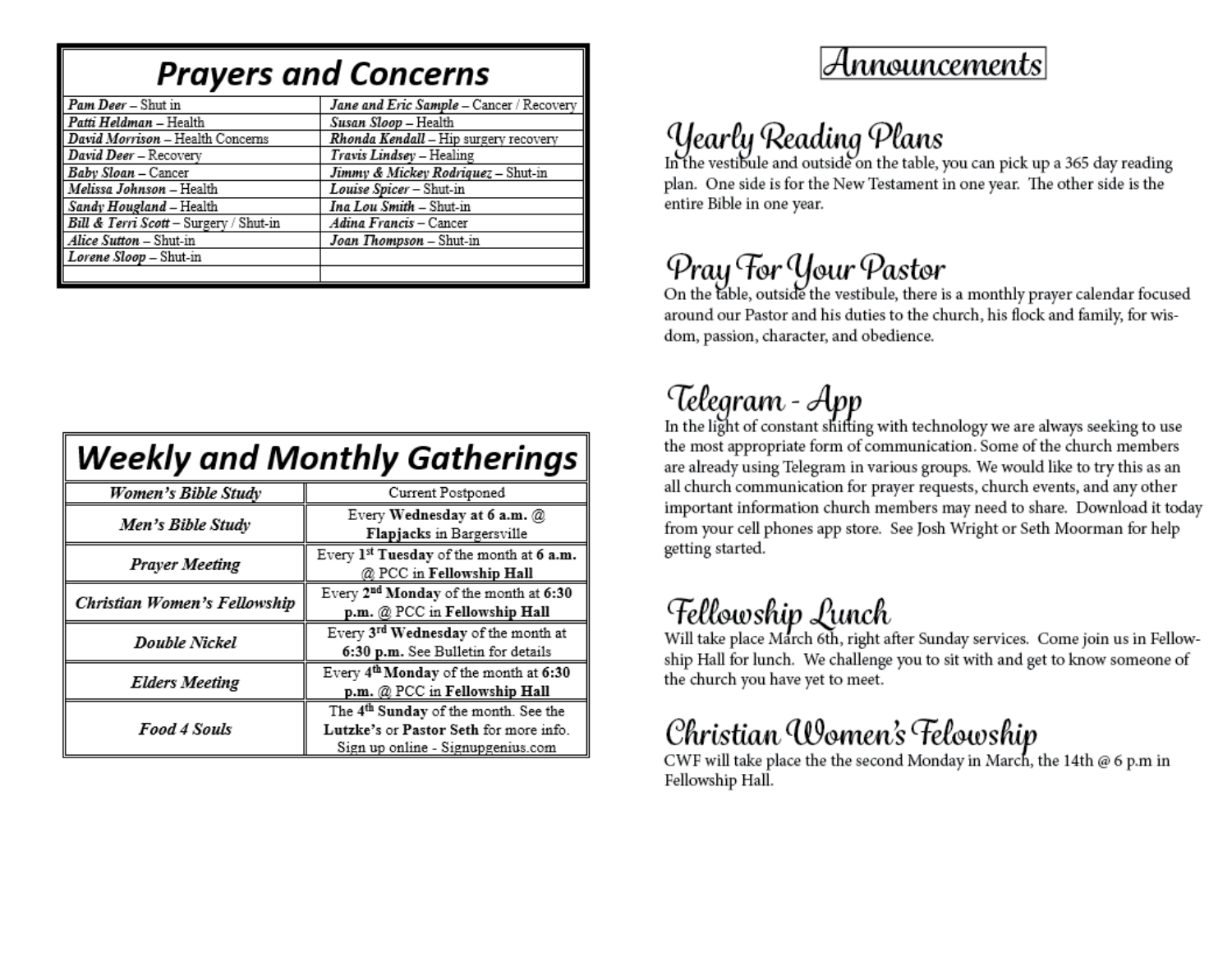# Prayers and Concerns

| | |
|---|---|
| ***Pam Deer*** – Shut in | ***Jane and Eric Sample*** – Cancer / Recovery |
| ***Patti Heldman*** – Health | ***Susan Sloop*** – Health |
| ***David Morrison*** – Health Concerns | ***Rhonda Kendall*** – Hip surgery recovery |
| ***David Deer*** – Recovery | ***Travis Lindsey*** – Healing |
| ***Baby Sloan*** – Cancer | ***Jimmy & Mickey Rodriquez*** – Shut-in |
| ***Melissa Johnson*** – Health | ***Louise Spicer*** – Shut-in |
| ***Sandy Hougland*** – Health | ***Ina Lou Smith*** – Shut-in |
| ***Bill & Terri Scott*** – Surgery / Shut-in | ***Adina Francis*** – Cancer |
| ***Alice Sutton*** – Shut-in | ***Joan Thompson*** – Shut-in |
| ***Lorene Sloop*** – Shut-in | |
| | |

# Weekly and Monthly Gatherings

| | |
|---|---|
| ***Women's Bible Study*** | Current Postponed |
| ***Men's Bible Study*** | Every **Wednesday at 6 a.m.** @ **Flapjacks** in Bargersville |
| ***Prayer Meeting*** | Every 1st **Tuesday** of the month at **6 a.m.** @ PCC in **Fellowship Hall** |
| ***Christian Women's Fellowship*** | Every 2nd **Monday** of the month at **6:30 p.m.** @ PCC in **Fellowship Hall** |
| ***Double Nickel*** | Every 3rd **Wednesday** of the month at **6:30 p.m.** See Bulletin for details |
| ***Elders Meeting*** | Every 4th **Monday** of the month at **6:30 p.m.** @ PCC in **Fellowship Hall** |
| ***Food 4 Souls*** | The 4th **Sunday** of the month. See the **Lutzke's** or **Pastor Seth** for more info. Sign up online - Signupgenius.com |

# Announcements

## Yearly Reading Plans

In the vestibule and outside on the table, you can pick up a 365 day reading plan. One side is for the New Testament in one year. The other side is the entire Bible in one year.

## Pray For Your Pastor

On the table, outside the vestibule, there is a monthly prayer calendar focused around our Pastor and his duties to the church, his flock and family, for wisdom, passion, character, and obedience.

## Telegram - App

In the light of constant shifting with technology we are always seeking to use the most appropriate form of communication. Some of the church members are already using Telegram in various groups. We would like to try this as an all church communication for prayer requests, church events, and any other important information church members may need to share. Download it today from your cell phones app store. See Josh Wright or Seth Moorman for help getting started.

## Fellowship Lunch

Will take place March 6th, right after Sunday services. Come join us in Fellowship Hall for lunch. We challenge you to sit with and get to know someone of the church you have yet to meet.

## Christian Women's Felowship

CWF will take place the the second Monday in March, the 14th @ 6 p.m in Fellowship Hall.